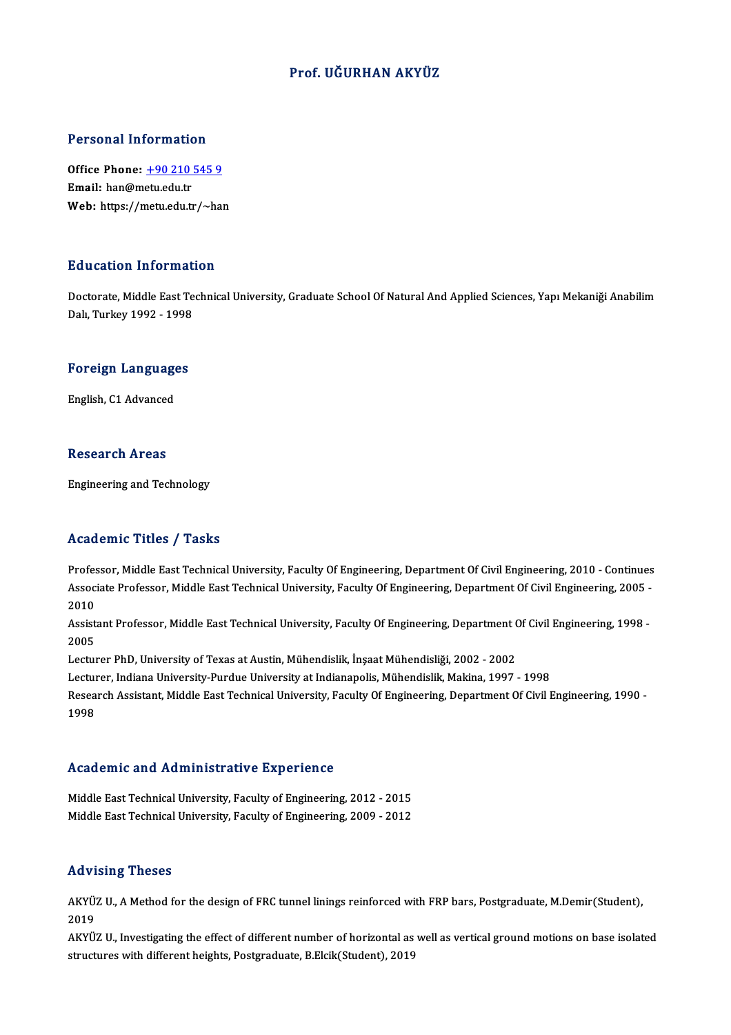# Prof. UĞURHAN AKYÜZ

## Personal Information

**Office Phone:** +90 210 545 9
**Email:** han@metu.edu.tr
**Web:** https://metu.edu.tr/~han

## Education Information

Doctorate, Middle East Technical University, Graduate School Of Natural And Applied Sciences, Yapı Mekaniği Anabilim Dalı, Turkey 1992 - 1998

## Foreign Languages

English, C1 Advanced

## Research Areas

Engineering and Technology

## Academic Titles / Tasks

Professor, Middle East Technical University, Faculty Of Engineering, Department Of Civil Engineering, 2010 - Continues
Associate Professor, Middle East Technical University, Faculty Of Engineering, Department Of Civil Engineering, 2005 - 2010
Assistant Professor, Middle East Technical University, Faculty Of Engineering, Department Of Civil Engineering, 1998 - 2005
Lecturer PhD, University of Texas at Austin, Mühendislik, İnşaat Mühendisliği, 2002 - 2002
Lecturer, Indiana University-Purdue University at Indianapolis, Mühendislik, Makina, 1997 - 1998
Research Assistant, Middle East Technical University, Faculty Of Engineering, Department Of Civil Engineering, 1990 - 1998

## Academic and Administrative Experience

Middle East Technical University, Faculty of Engineering, 2012 - 2015
Middle East Technical University, Faculty of Engineering, 2009 - 2012

## Advising Theses

AKYÜZ U., A Method for the design of FRC tunnel linings reinforced with FRP bars, Postgraduate, M.Demir(Student), 2019
AKYÜZ U., Investigating the effect of different number of horizontal as well as vertical ground motions on base isolated structures with different heights, Postgraduate, B.Elcik(Student), 2019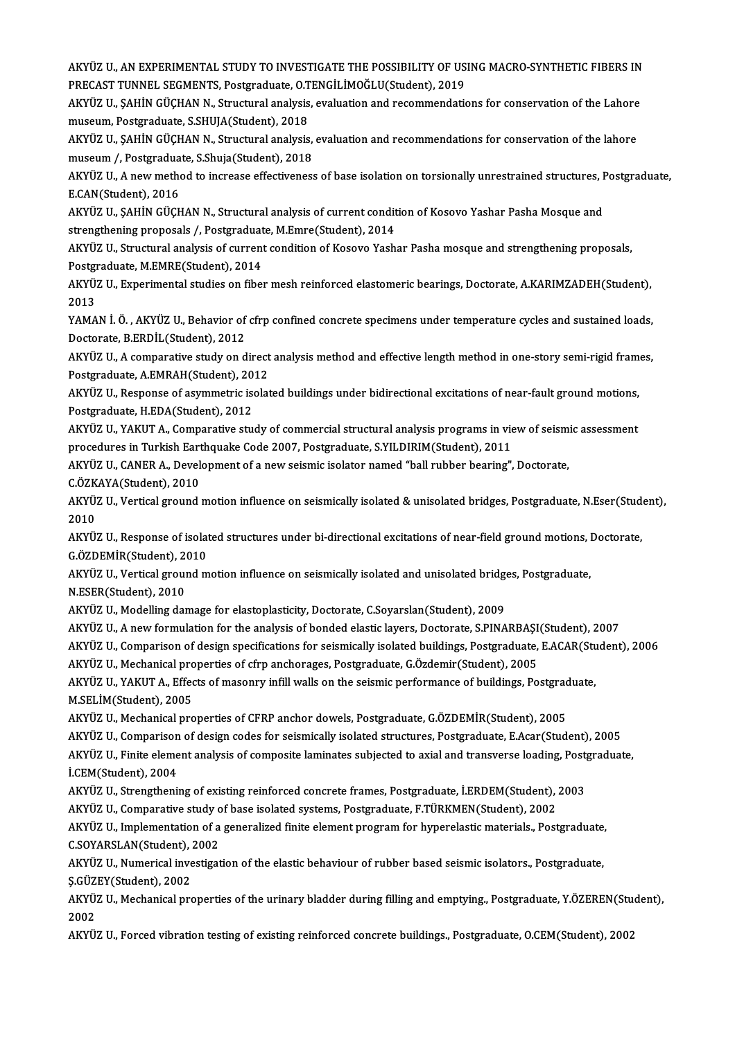AKYÜZ U., AN EXPERIMENTAL STUDY TO INVESTIGATE THE POSSIBILITY OF USING MACRO-SYNTHETIC FIBERS IN PRECAST TUNNEL SEGMENTS, Postgraduate, O.TENGİLİMOĞLU(Student), 2019

AKYÜZ U., ŞAHİN GÜÇHAN N., Structural analysis, evaluation and recommendations for conservation of the Lahore museum, Postgraduate, S.SHUJA(Student), 2018

AKYÜZ U., ŞAHİN GÜÇHAN N., Structural analysis, evaluation and recommendations for conservation of the lahore museum /, Postgraduate, S.Shuja(Student), 2018

AKYÜZ U., A new method to increase effectiveness of base isolation on torsionally unrestrained structures, Postgraduate, E.CAN(Student), 2016

AKYÜZ U., ŞAHİN GÜÇHAN N., Structural analysis of current condition of Kosovo Yashar Pasha Mosque and strengthening proposals /, Postgraduate, M.Emre(Student), 2014

AKYÜZ U., Structural analysis of current condition of Kosovo Yashar Pasha mosque and strengthening proposals, Postgraduate, M.EMRE(Student), 2014

AKYÜZ U., Experimental studies on fiber mesh reinforced elastomeric bearings, Doctorate, A.KARIMZADEH(Student), 2013

YAMAN İ. Ö. , AKYÜZ U., Behavior of cfrp confined concrete specimens under temperature cycles and sustained loads, Doctorate, B.ERDİL(Student), 2012

AKYÜZ U., A comparative study on direct analysis method and effective length method in one-story semi-rigid frames, Postgraduate, A.EMRAH(Student), 2012

AKYÜZ U., Response of asymmetric isolated buildings under bidirectional excitations of near-fault ground motions, Postgraduate, H.EDA(Student), 2012

AKYÜZ U., YAKUT A., Comparative study of commercial structural analysis programs in view of seismic assessment procedures in Turkish Earthquake Code 2007, Postgraduate, S.YILDIRIM(Student), 2011

AKYÜZ U., CANER A., Development of a new seismic isolator named "ball rubber bearing", Doctorate, C.ÖZKAYA(Student), 2010

AKYÜZ U., Vertical ground motion influence on seismically isolated & unisolated bridges, Postgraduate, N.Eser(Student), 2010

AKYÜZ U., Response of isolated structures under bi-directional excitations of near-field ground motions, Doctorate, G.ÖZDEMİR(Student), 2010

AKYÜZ U., Vertical ground motion influence on seismically isolated and unisolated bridges, Postgraduate, N.ESER(Student), 2010

AKYÜZ U., Modelling damage for elastoplasticity, Doctorate, C.Soyarslan(Student), 2009

AKYÜZ U., A new formulation for the analysis of bonded elastic layers, Doctorate, S.PINARBAŞI(Student), 2007

AKYÜZ U., Comparison of design specifications for seismically isolated buildings, Postgraduate, E.ACAR(Student), 2006

AKYÜZ U., Mechanical properties of cfrp anchorages, Postgraduate, G.Özdemir(Student), 2005

AKYÜZ U., YAKUT A., Effects of masonry infill walls on the seismic performance of buildings, Postgraduate, M.SELİM(Student), 2005

AKYÜZ U., Mechanical properties of CFRP anchor dowels, Postgraduate, G.ÖZDEMİR(Student), 2005

AKYÜZ U., Comparison of design codes for seismically isolated structures, Postgraduate, E.Acar(Student), 2005

AKYÜZ U., Finite element analysis of composite laminates subjected to axial and transverse loading, Postgraduate, İ.CEM(Student), 2004

AKYÜZ U., Strengthening of existing reinforced concrete frames, Postgraduate, İ.ERDEM(Student), 2003

AKYÜZ U., Comparative study of base isolated systems, Postgraduate, F.TÜRKMEN(Student), 2002

AKYÜZ U., Implementation of a generalized finite element program for hyperelastic materials., Postgraduate, C.SOYARSLAN(Student), 2002

AKYÜZ U., Numerical investigation of the elastic behaviour of rubber based seismic isolators., Postgraduate, Ş.GÜZEY(Student), 2002

AKYÜZ U., Mechanical properties of the urinary bladder during filling and emptying., Postgraduate, Y.ÖZEREN(Student), 2002

AKYÜZ U., Forced vibration testing of existing reinforced concrete buildings., Postgraduate, O.CEM(Student), 2002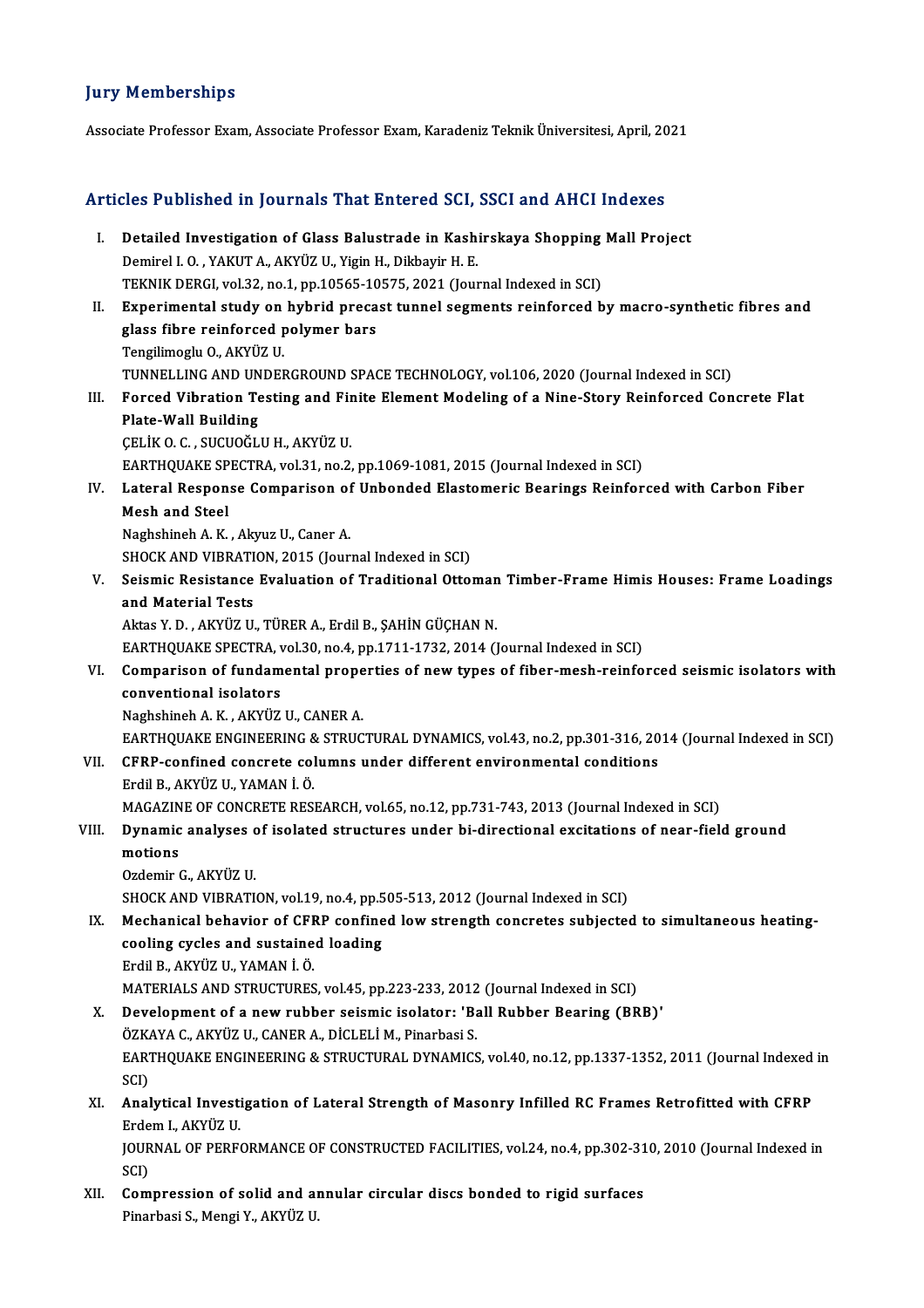## Jury Memberships

Associate Professor Exam, Associate Professor Exam, Karadeniz Teknik Üniversitesi, April, 2021

## Articles Published in Journals That Entered SCI, SSCI and AHCI Indexes

I. **Detailed Investigation of Glass Balustrade in Kashirskaya Shopping Mall Project**
Demirel I. O. , YAKUT A., AKYÜZ U., Yigin H., Dikbayir H. E.
TEKNIK DERGI, vol.32, no.1, pp.10565-10575, 2021 (Journal Indexed in SCI)

II. **Experimental study on hybrid precast tunnel segments reinforced by macro-synthetic fibres and glass fibre reinforced polymer bars**
Tengilimoglu O., AKYÜZ U.
TUNNELLING AND UNDERGROUND SPACE TECHNOLOGY, vol.106, 2020 (Journal Indexed in SCI)

III. **Forced Vibration Testing and Finite Element Modeling of a Nine-Story Reinforced Concrete Flat Plate-Wall Building**
ÇELİK O. C. , SUCUOĞLU H., AKYÜZ U.
EARTHQUAKE SPECTRA, vol.31, no.2, pp.1069-1081, 2015 (Journal Indexed in SCI)

IV. **Lateral Response Comparison of Unbonded Elastomeric Bearings Reinforced with Carbon Fiber Mesh and Steel**
Naghshineh A. K. , Akyuz U., Caner A.
SHOCK AND VIBRATION, 2015 (Journal Indexed in SCI)

V. **Seismic Resistance Evaluation of Traditional Ottoman Timber-Frame Himis Houses: Frame Loadings and Material Tests**
Aktas Y. D. , AKYÜZ U., TÜRER A., Erdil B., ŞAHİN GÜÇHAN N.
EARTHQUAKE SPECTRA, vol.30, no.4, pp.1711-1732, 2014 (Journal Indexed in SCI)

VI. **Comparison of fundamental properties of new types of fiber-mesh-reinforced seismic isolators with conventional isolators**
Naghshineh A. K. , AKYÜZ U., CANER A.
EARTHQUAKE ENGINEERING & STRUCTURAL DYNAMICS, vol.43, no.2, pp.301-316, 2014 (Journal Indexed in SCI)

VII. **CFRP-confined concrete columns under different environmental conditions**
Erdil B., AKYÜZ U., YAMAN İ. Ö.
MAGAZINE OF CONCRETE RESEARCH, vol.65, no.12, pp.731-743, 2013 (Journal Indexed in SCI)

VIII. **Dynamic analyses of isolated structures under bi-directional excitations of near-field ground motions**
Ozdemir G., AKYÜZ U.
SHOCK AND VIBRATION, vol.19, no.4, pp.505-513, 2012 (Journal Indexed in SCI)

IX. **Mechanical behavior of CFRP confined low strength concretes subjected to simultaneous heating-cooling cycles and sustained loading**
Erdil B., AKYÜZ U., YAMAN İ. Ö.
MATERIALS AND STRUCTURES, vol.45, pp.223-233, 2012 (Journal Indexed in SCI)

X. **Development of a new rubber seismic isolator: 'Ball Rubber Bearing (BRB)'**
ÖZKAYA C., AKYÜZ U., CANER A., DİCLELİ M., Pinarbasi S.
EARTHQUAKE ENGINEERING & STRUCTURAL DYNAMICS, vol.40, no.12, pp.1337-1352, 2011 (Journal Indexed in SCI)

XI. **Analytical Investigation of Lateral Strength of Masonry Infilled RC Frames Retrofitted with CFRP**
Erdem I., AKYÜZ U.
JOURNAL OF PERFORMANCE OF CONSTRUCTED FACILITIES, vol.24, no.4, pp.302-310, 2010 (Journal Indexed in SCI)

XII. **Compression of solid and annular circular discs bonded to rigid surfaces**
Pinarbasi S., Mengi Y., AKYÜZ U.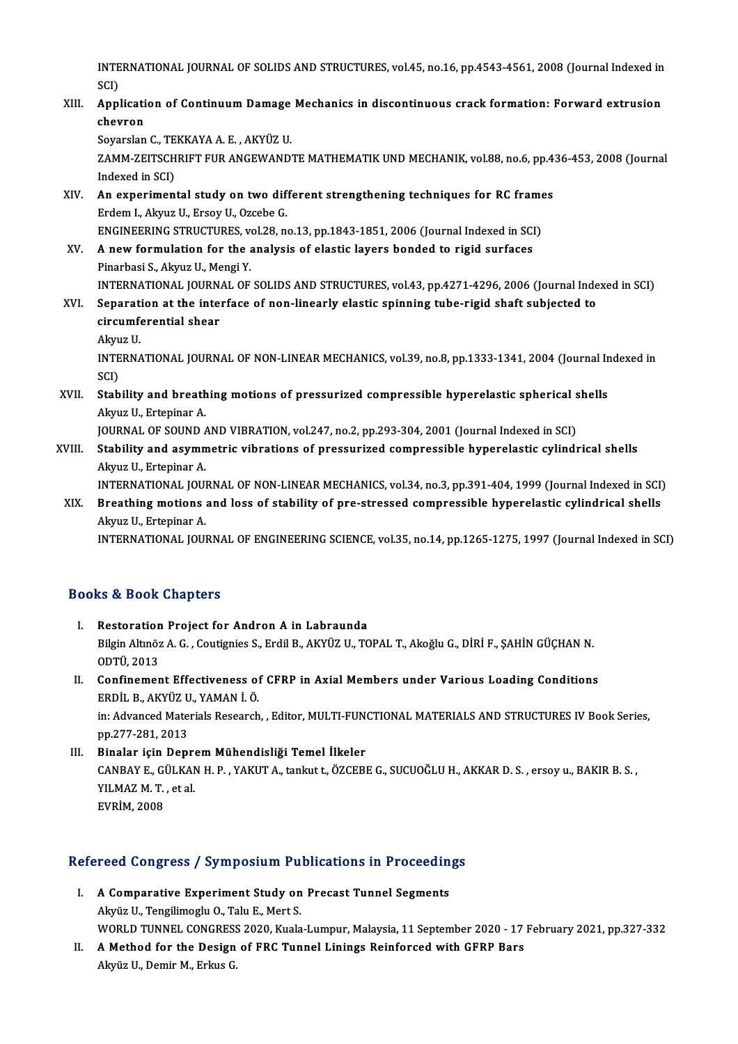INTERNATIONAL JOURNAL OF SOLIDS AND STRUCTURES, vol.45, no.16, pp.4543-4561, 2008 (Journal Indexed in SCI)

XIII. **Application of Continuum Damage Mechanics in discontinuous crack formation: Forward extrusion chevron**
Soyarslan C., TEKKAYA A. E. , AKYÜZ U.
ZAMM-ZEITSCHRIFT FUR ANGEWANDTE MATHEMATIK UND MECHANIK, vol.88, no.6, pp.436-453, 2008 (Journal Indexed in SCI)

XIV. **An experimental study on two different strengthening techniques for RC frames**
Erdem I., Akyuz U., Ersoy U., Ozcebe G.
ENGINEERING STRUCTURES, vol.28, no.13, pp.1843-1851, 2006 (Journal Indexed in SCI)

XV. **A new formulation for the analysis of elastic layers bonded to rigid surfaces**
Pinarbasi S., Akyuz U., Mengi Y.
INTERNATIONAL JOURNAL OF SOLIDS AND STRUCTURES, vol.43, pp.4271-4296, 2006 (Journal Indexed in SCI)

XVI. **Separation at the interface of non-linearly elastic spinning tube-rigid shaft subjected to circumferential shear**
Akyuz U.
INTERNATIONAL JOURNAL OF NON-LINEAR MECHANICS, vol.39, no.8, pp.1333-1341, 2004 (Journal Indexed in SCI)

XVII. **Stability and breathing motions of pressurized compressible hyperelastic spherical shells**
Akyuz U., Ertepinar A.
JOURNAL OF SOUND AND VIBRATION, vol.247, no.2, pp.293-304, 2001 (Journal Indexed in SCI)

XVIII. **Stability and asymmetric vibrations of pressurized compressible hyperelastic cylindrical shells**
Akyuz U., Ertepinar A.
INTERNATIONAL JOURNAL OF NON-LINEAR MECHANICS, vol.34, no.3, pp.391-404, 1999 (Journal Indexed in SCI)

XIX. **Breathing motions and loss of stability of pre-stressed compressible hyperelastic cylindrical shells**
Akyuz U., Ertepinar A.
INTERNATIONAL JOURNAL OF ENGINEERING SCIENCE, vol.35, no.14, pp.1265-1275, 1997 (Journal Indexed in SCI)

## Books & Book Chapters

I. **Restoration Project for Andron A in Labraunda**
Bilgin Altınöz A. G. , Coutignies S., Erdil B., AKYÜZ U., TOPAL T., Akoğlu G., DİRİ F., ŞAHİN GÜÇHAN N.
ODTÜ, 2013

II. **Confinement Effectiveness of CFRP in Axial Members under Various Loading Conditions**
ERDİL B., AKYÜZ U., YAMAN İ. Ö.
in: Advanced Materials Research, , Editor, MULTI-FUNCTIONAL MATERIALS AND STRUCTURES IV Book Series, pp.277-281, 2013

III. **Binalar için Deprem Mühendisliği Temel İlkeler**
CANBAY E., GÜLKAN H. P. , YAKUT A., tankut t., ÖZCEBE G., SUCUOĞLU H., AKKAR D. S. , ersoy u., BAKIR B. S. , YILMAZ M. T. , et al.
EVRİM, 2008

## Refereed Congress / Symposium Publications in Proceedings

I. **A Comparative Experiment Study on Precast Tunnel Segments**
Akyüz U., Tengilimoglu O., Talu E., Mert S.
WORLD TUNNEL CONGRESS 2020, Kuala-Lumpur, Malaysia, 11 September 2020 - 17 February 2021, pp.327-332

II. **A Method for the Design of FRC Tunnel Linings Reinforced with GFRP Bars**
Akyüz U., Demir M., Erkus G.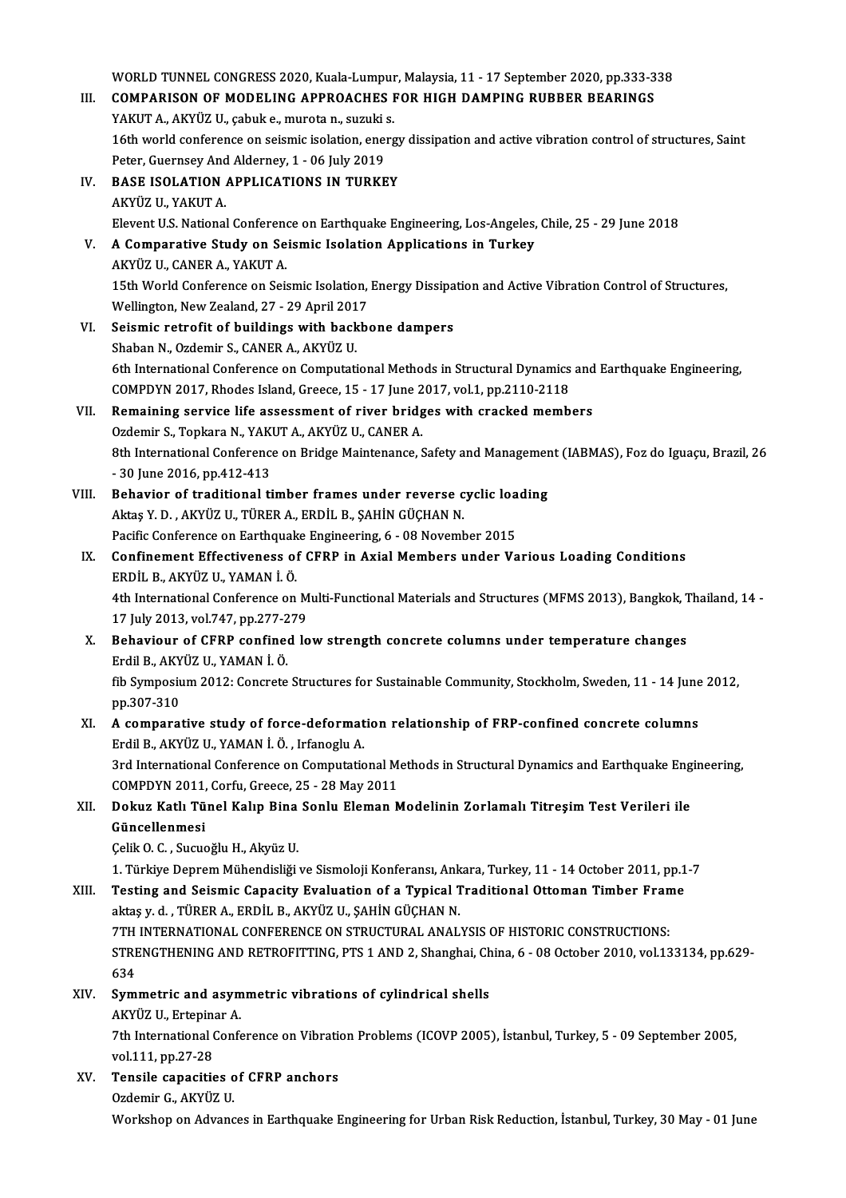WORLD TUNNEL CONGRESS 2020, Kuala-Lumpur, Malaysia, 11 - 17 September 2020, pp.333-338

III. **COMPARISON OF MODELING APPROACHES FOR HIGH DAMPING RUBBER BEARINGS**
YAKUT A., AKYÜZ U., çabuk e., murota n., suzuki s.
16th world conference on seismic isolation, energy dissipation and active vibration control of structures, Saint Peter, Guernsey And Alderney, 1 - 06 July 2019

IV. **BASE ISOLATION APPLICATIONS IN TURKEY**
AKYÜZ U., YAKUT A.
Elevent U.S. National Conference on Earthquake Engineering, Los-Angeles, Chile, 25 - 29 June 2018

V. **A Comparative Study on Seismic Isolation Applications in Turkey**
AKYÜZ U., CANER A., YAKUT A.
15th World Conference on Seismic Isolation, Energy Dissipation and Active Vibration Control of Structures, Wellington, New Zealand, 27 - 29 April 2017

VI. **Seismic retrofit of buildings with backbone dampers**
Shaban N., Ozdemir S., CANER A., AKYÜZ U.
6th International Conference on Computational Methods in Structural Dynamics and Earthquake Engineering, COMPDYN 2017, Rhodes Island, Greece, 15 - 17 June 2017, vol.1, pp.2110-2118

VII. **Remaining service life assessment of river bridges with cracked members**
Ozdemir S., Topkara N., YAKUT A., AKYÜZ U., CANER A.
8th International Conference on Bridge Maintenance, Safety and Management (IABMAS), Foz do Iguaçu, Brazil, 26 - 30 June 2016, pp.412-413

VIII. **Behavior of traditional timber frames under reverse cyclic loading**
Aktaş Y. D. , AKYÜZ U., TÜRER A., ERDİL B., ŞAHİN GÜÇHAN N.
Pacific Conference on Earthquake Engineering, 6 - 08 November 2015

IX. **Confinement Effectiveness of CFRP in Axial Members under Various Loading Conditions**
ERDİL B., AKYÜZ U., YAMAN İ. Ö.
4th International Conference on Multi-Functional Materials and Structures (MFMS 2013), Bangkok, Thailand, 14 - 17 July 2013, vol.747, pp.277-279

X. **Behaviour of CFRP confined low strength concrete columns under temperature changes**
Erdil B., AKYÜZ U., YAMAN İ. Ö.
fib Symposium 2012: Concrete Structures for Sustainable Community, Stockholm, Sweden, 11 - 14 June 2012, pp.307-310

XI. **A comparative study of force-deformation relationship of FRP-confined concrete columns**
Erdil B., AKYÜZ U., YAMAN İ. Ö. , Irfanoglu A.
3rd International Conference on Computational Methods in Structural Dynamics and Earthquake Engineering, COMPDYN 2011, Corfu, Greece, 25 - 28 May 2011

XII. **Dokuz Katlı Tünel Kalıp Bina Sonlu Eleman Modelinin Zorlamalı Titreşim Test Verileri ile Güncellenmesi**
Çelik O. C. , Sucuoğlu H., Akyüz U.
1. Türkiye Deprem Mühendisliği ve Sismoloji Konferansı, Ankara, Turkey, 11 - 14 October 2011, pp.1-7

XIII. **Testing and Seismic Capacity Evaluation of a Typical Traditional Ottoman Timber Frame**
aktaş y. d. , TÜRER A., ERDİL B., AKYÜZ U., ŞAHİN GÜÇHAN N.
7TH INTERNATIONAL CONFERENCE ON STRUCTURAL ANALYSIS OF HISTORIC CONSTRUCTIONS: STRENGTHENING AND RETROFITTING, PTS 1 AND 2, Shanghai, China, 6 - 08 October 2010, vol.133134, pp.629-634

XIV. **Symmetric and asymmetric vibrations of cylindrical shells**
AKYÜZ U., Ertepinar A.
7th International Conference on Vibration Problems (ICOVP 2005), İstanbul, Turkey, 5 - 09 September 2005, vol.111, pp.27-28

XV. **Tensile capacities of CFRP anchors**
Ozdemir G., AKYÜZ U.
Workshop on Advances in Earthquake Engineering for Urban Risk Reduction, İstanbul, Turkey, 30 May - 01 June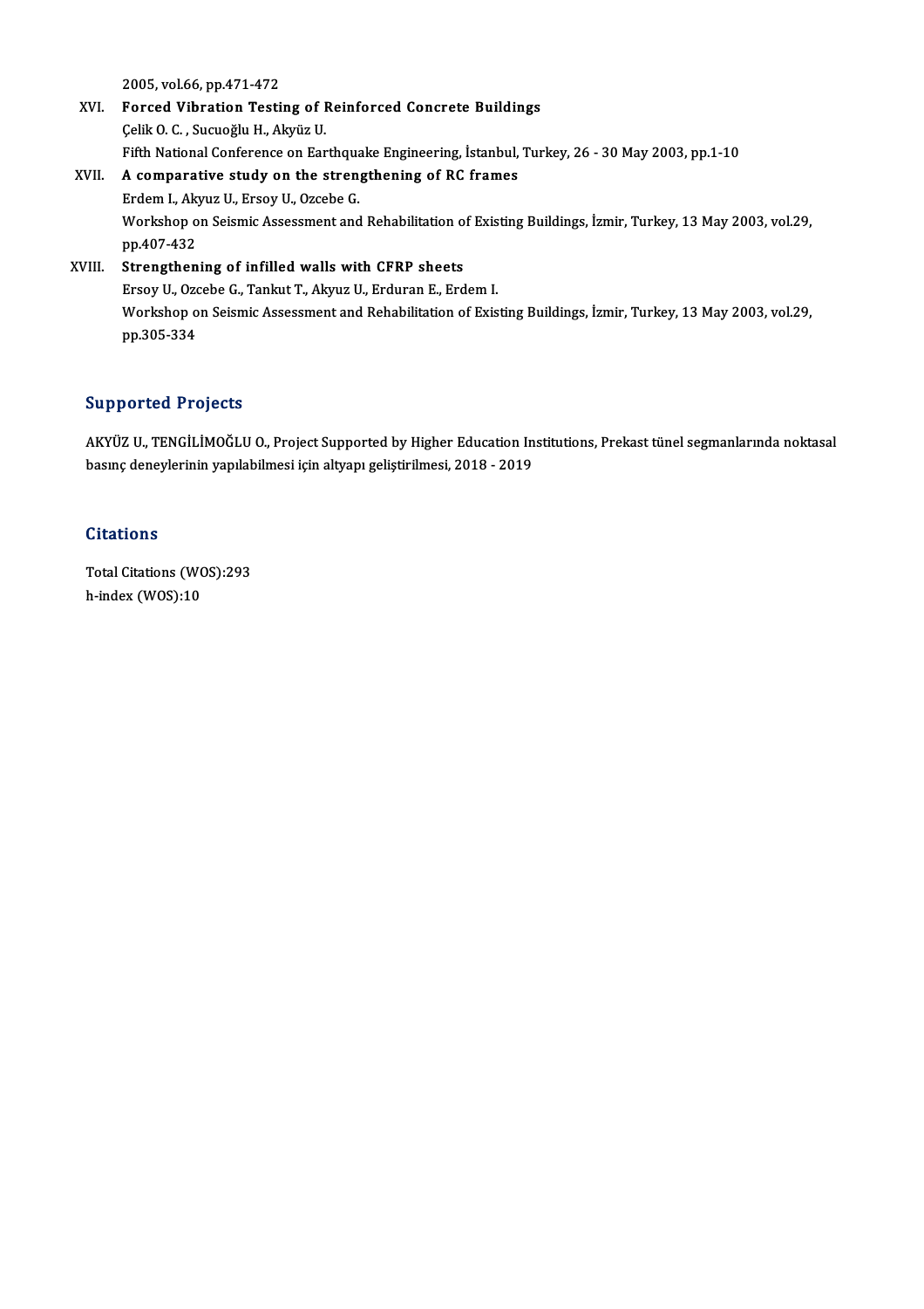2005, vol.66, pp.471-472

XVI. **Forced Vibration Testing of Reinforced Concrete Buildings**
Çelik O. C. , Sucuoğlu H., Akyüz U.
Fifth National Conference on Earthquake Engineering, İstanbul, Turkey, 26 - 30 May 2003, pp.1-10

XVII. **A comparative study on the strengthening of RC frames**
Erdem I., Akyuz U., Ersoy U., Ozcebe G.
Workshop on Seismic Assessment and Rehabilitation of Existing Buildings, İzmir, Turkey, 13 May 2003, vol.29, pp.407-432

XVIII. **Strengthening of infilled walls with CFRP sheets**
Ersoy U., Ozcebe G., Tankut T., Akyuz U., Erduran E., Erdem I.
Workshop on Seismic Assessment and Rehabilitation of Existing Buildings, İzmir, Turkey, 13 May 2003, vol.29, pp.305-334

## Supported Projects

AKYÜZ U., TENGİLİMOĞLU O., Project Supported by Higher Education Institutions, Prekast tünel segmanlarında noktasal basınç deneylerinin yapılabilmesi için altyapı geliştirilmesi, 2018 - 2019

## Citations

Total Citations (WOS):293
h-index (WOS):10